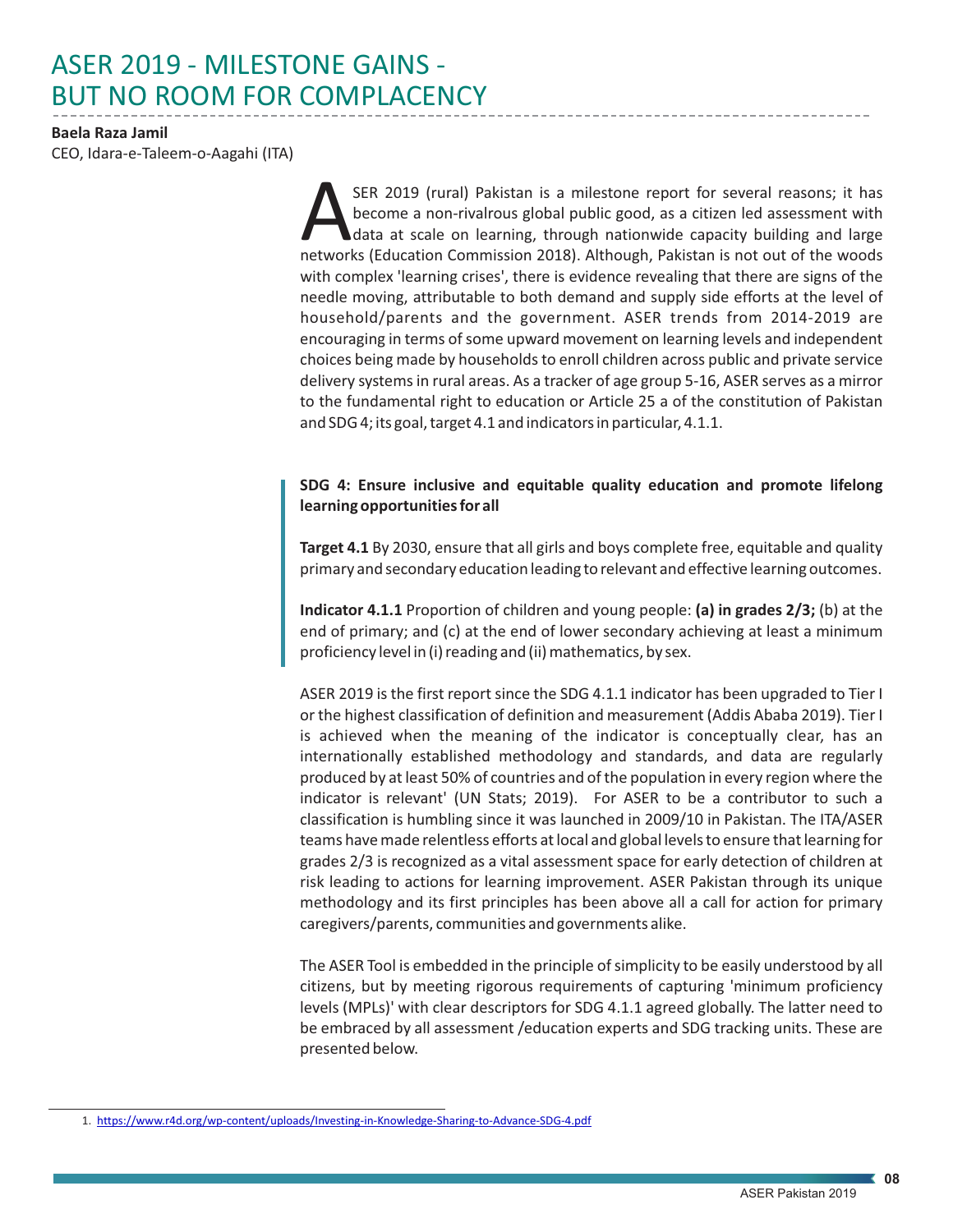# ASER 2019 - MILESTONE GAINS - BUT NO ROOM FOR COMPLACENCY

**Baela Raza Jamil**
CEO, Idara-e-Taleem-o-Aagahi (ITA)

ASER 2019 (rural) Pakistan is a milestone report for several reasons; it has become a non-rivalrous global public good, as a citizen led assessment with data at scale on learning, through nationwide capacity building and large networks (Education Commission 2018). Although, Pakistan is not out of the woods with complex 'learning crises', there is evidence revealing that there are signs of the needle moving, attributable to both demand and supply side efforts at the level of household/parents and the government. ASER trends from 2014-2019 are encouraging in terms of some upward movement on learning levels and independent choices being made by households to enroll children across public and private service delivery systems in rural areas. As a tracker of age group 5-16, ASER serves as a mirror to the fundamental right to education or Article 25 a of the constitution of Pakistan and SDG 4; its goal, target 4.1 and indicators in particular, 4.1.1.

> **SDG 4: Ensure inclusive and equitable quality education and promote lifelong learning opportunities for all**
>
> **Target 4.1** By 2030, ensure that all girls and boys complete free, equitable and quality primary and secondary education leading to relevant and effective learning outcomes.
>
> **Indicator 4.1.1** Proportion of children and young people: **(a) in grades 2/3;** (b) at the end of primary; and (c) at the end of lower secondary achieving at least a minimum proficiency level in (i) reading and (ii) mathematics, by sex.

ASER 2019 is the first report since the SDG 4.1.1 indicator has been upgraded to Tier I or the highest classification of definition and measurement (Addis Ababa 2019). Tier I is achieved when the meaning of the indicator is conceptually clear, has an internationally established methodology and standards, and data are regularly produced by at least 50% of countries and of the population in every region where the indicator is relevant' (UN Stats; 2019). For ASER to be a contributor to such a classification is humbling since it was launched in 2009/10 in Pakistan. The ITA/ASER teams have made relentless efforts at local and global levels to ensure that learning for grades 2/3 is recognized as a vital assessment space for early detection of children at risk leading to actions for learning improvement. ASER Pakistan through its unique methodology and its first principles has been above all a call for action for primary caregivers/parents, communities and governments alike.

The ASER Tool is embedded in the principle of simplicity to be easily understood by all citizens, but by meeting rigorous requirements of capturing 'minimum proficiency levels (MPLs)' with clear descriptors for SDG 4.1.1 agreed globally. The latter need to be embraced by all assessment /education experts and SDG tracking units. These are presented below.

1. https://www.r4d.org/wp-content/uploads/Investing-in-Knowledge-Sharing-to-Advance-SDG-4.pdf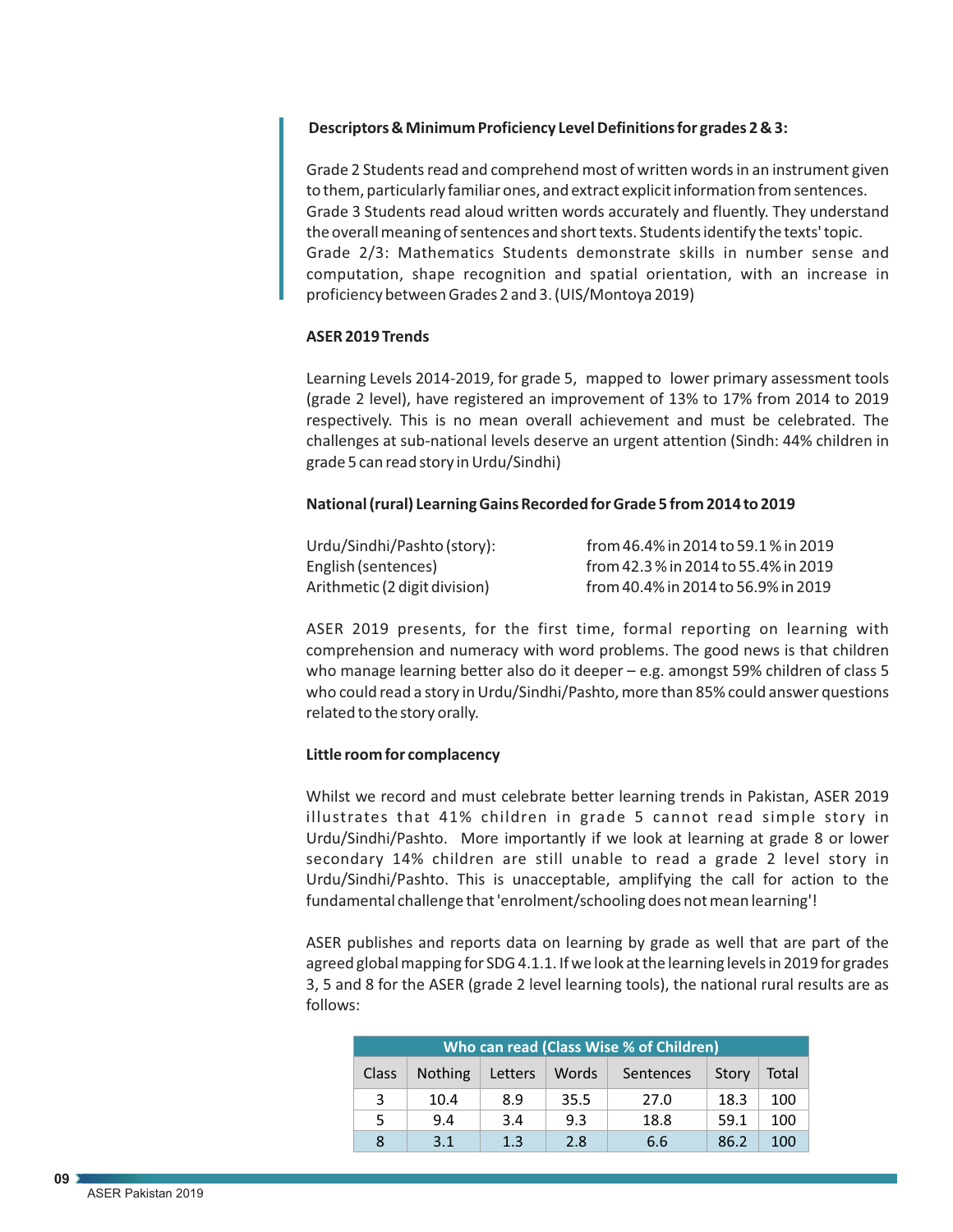**Descriptors & Minimum Proficiency Level Definitions for grades 2 & 3:**

Grade 2 Students read and comprehend most of written words in an instrument given to them, particularly familiar ones, and extract explicit information from sentences. Grade 3 Students read aloud written words accurately and fluently. They understand the overall meaning of sentences and short texts. Students identify the texts' topic. Grade 2/3: Mathematics Students demonstrate skills in number sense and computation, shape recognition and spatial orientation, with an increase in proficiency between Grades 2 and 3. (UIS/Montoya 2019)

**ASER 2019 Trends**

Learning Levels 2014-2019, for grade 5, mapped to lower primary assessment tools (grade 2 level), have registered an improvement of 13% to 17% from 2014 to 2019 respectively. This is no mean overall achievement and must be celebrated. The challenges at sub-national levels deserve an urgent attention (Sindh: 44% children in grade 5 can read story in Urdu/Sindhi)

**National (rural) Learning Gains Recorded for Grade 5 from 2014 to 2019**

| | |
|---|---|
| Urdu/Sindhi/Pashto (story): | from 46.4% in 2014 to 59.1 % in 2019 |
| English (sentences) | from 42.3 % in 2014 to 55.4% in 2019 |
| Arithmetic (2 digit division) | from 40.4% in 2014 to 56.9% in 2019 |

ASER 2019 presents, for the first time, formal reporting on learning with comprehension and numeracy with word problems. The good news is that children who manage learning better also do it deeper – e.g. amongst 59% children of class 5 who could read a story in Urdu/Sindhi/Pashto, more than 85% could answer questions related to the story orally.

**Little room for complacency**

Whilst we record and must celebrate better learning trends in Pakistan, ASER 2019 illustrates that 41% children in grade 5 cannot read simple story in Urdu/Sindhi/Pashto. More importantly if we look at learning at grade 8 or lower secondary 14% children are still unable to read a grade 2 level story in Urdu/Sindhi/Pashto. This is unacceptable, amplifying the call for action to the fundamental challenge that 'enrolment/schooling does not mean learning'!

ASER publishes and reports data on learning by grade as well that are part of the agreed global mapping for SDG 4.1.1. If we look at the learning levels in 2019 for grades 3, 5 and 8 for the ASER (grade 2 level learning tools), the national rural results are as follows:

| Who can read (Class Wise % of Children) | | | | | | |
|---|---|---|---|---|---|---|
| Class | Nothing | Letters | Words | Sentences | Story | Total |
| 3 | 10.4 | 8.9 | 35.5 | 27.0 | 18.3 | 100 |
| 5 | 9.4 | 3.4 | 9.3 | 18.8 | 59.1 | 100 |
| 8 | 3.1 | 1.3 | 2.8 | 6.6 | 86.2 | 100 |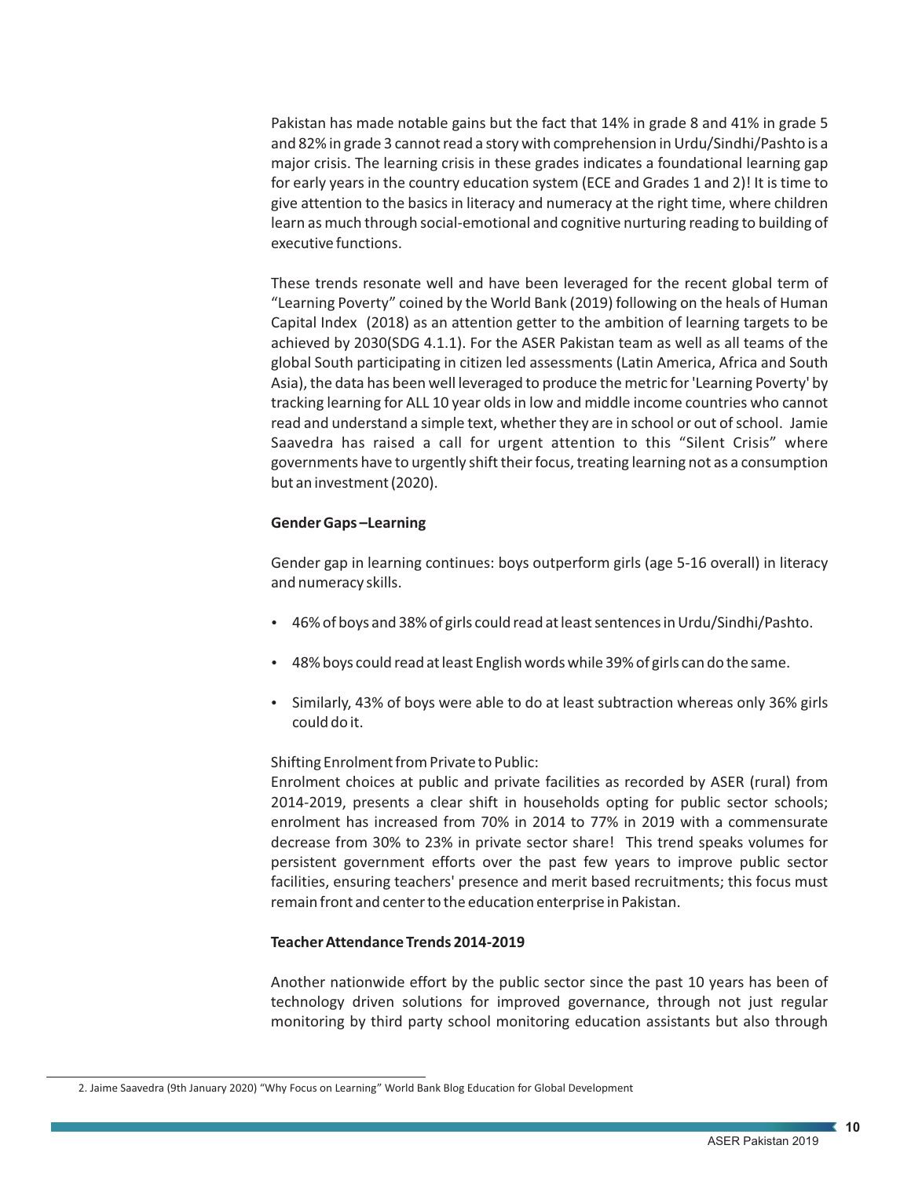Pakistan has made notable gains but the fact that 14% in grade 8 and 41% in grade 5 and 82% in grade 3 cannot read a story with comprehension in Urdu/Sindhi/Pashto is a major crisis. The learning crisis in these grades indicates a foundational learning gap for early years in the country education system (ECE and Grades 1 and 2)! It is time to give attention to the basics in literacy and numeracy at the right time, where children learn as much through social-emotional and cognitive nurturing reading to building of executive functions.

These trends resonate well and have been leveraged for the recent global term of "Learning Poverty" coined by the World Bank (2019) following on the heals of Human Capital Index (2018) as an attention getter to the ambition of learning targets to be achieved by 2030(SDG 4.1.1). For the ASER Pakistan team as well as all teams of the global South participating in citizen led assessments (Latin America, Africa and South Asia), the data has been well leveraged to produce the metric for 'Learning Poverty' by tracking learning for ALL 10 year olds in low and middle income countries who cannot read and understand a simple text, whether they are in school or out of school. Jamie Saavedra has raised a call for urgent attention to this "Silent Crisis" where governments have to urgently shift their focus, treating learning not as a consumption but an investment (2020).

**Gender Gaps –Learning**

Gender gap in learning continues: boys outperform girls (age 5-16 overall) in literacy and numeracy skills.

- 46% of boys and 38% of girls could read at least sentences in Urdu/Sindhi/Pashto.
- 48% boys could read at least English words while 39% of girls can do the same.
- Similarly, 43% of boys were able to do at least subtraction whereas only 36% girls could do it.

Shifting Enrolment from Private to Public:
Enrolment choices at public and private facilities as recorded by ASER (rural) from 2014-2019, presents a clear shift in households opting for public sector schools; enrolment has increased from 70% in 2014 to 77% in 2019 with a commensurate decrease from 30% to 23% in private sector share! This trend speaks volumes for persistent government efforts over the past few years to improve public sector facilities, ensuring teachers' presence and merit based recruitments; this focus must remain front and center to the education enterprise in Pakistan.

**Teacher Attendance Trends 2014-2019**

Another nationwide effort by the public sector since the past 10 years has been of technology driven solutions for improved governance, through not just regular monitoring by third party school monitoring education assistants but also through

2. Jaime Saavedra (9th January 2020) "Why Focus on Learning" World Bank Blog Education for Global Development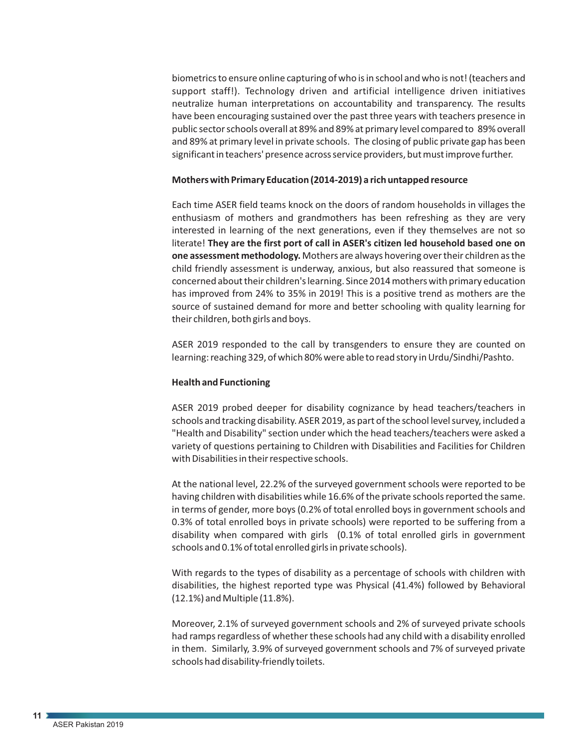biometrics to ensure online capturing of who is in school and who is not! (teachers and support staff!). Technology driven and artificial intelligence driven initiatives neutralize human interpretations on accountability and transparency. The results have been encouraging sustained over the past three years with teachers presence in public sector schools overall at 89% and 89% at primary level compared to 89% overall and 89% at primary level in private schools. The closing of public private gap has been significant in teachers' presence across service providers, but must improve further.

**Mothers with Primary Education (2014-2019) a rich untapped resource**

Each time ASER field teams knock on the doors of random households in villages the enthusiasm of mothers and grandmothers has been refreshing as they are very interested in learning of the next generations, even if they themselves are not so literate! **They are the first port of call in ASER's citizen led household based one on one assessment methodology.** Mothers are always hovering over their children as the child friendly assessment is underway, anxious, but also reassured that someone is concerned about their children's learning. Since 2014 mothers with primary education has improved from 24% to 35% in 2019! This is a positive trend as mothers are the source of sustained demand for more and better schooling with quality learning for their children, both girls and boys.

ASER 2019 responded to the call by transgenders to ensure they are counted on learning: reaching 329, of which 80% were able to read story in Urdu/Sindhi/Pashto.

**Health and Functioning**

ASER 2019 probed deeper for disability cognizance by head teachers/teachers in schools and tracking disability. ASER 2019, as part of the school level survey, included a "Health and Disability" section under which the head teachers/teachers were asked a variety of questions pertaining to Children with Disabilities and Facilities for Children with Disabilities in their respective schools.

At the national level, 22.2% of the surveyed government schools were reported to be having children with disabilities while 16.6% of the private schools reported the same. in terms of gender, more boys (0.2% of total enrolled boys in government schools and 0.3% of total enrolled boys in private schools) were reported to be suffering from a disability when compared with girls (0.1% of total enrolled girls in government schools and 0.1% of total enrolled girls in private schools).

With regards to the types of disability as a percentage of schools with children with disabilities, the highest reported type was Physical (41.4%) followed by Behavioral (12.1%) and Multiple (11.8%).

Moreover, 2.1% of surveyed government schools and 2% of surveyed private schools had ramps regardless of whether these schools had any child with a disability enrolled in them. Similarly, 3.9% of surveyed government schools and 7% of surveyed private schools had disability-friendly toilets.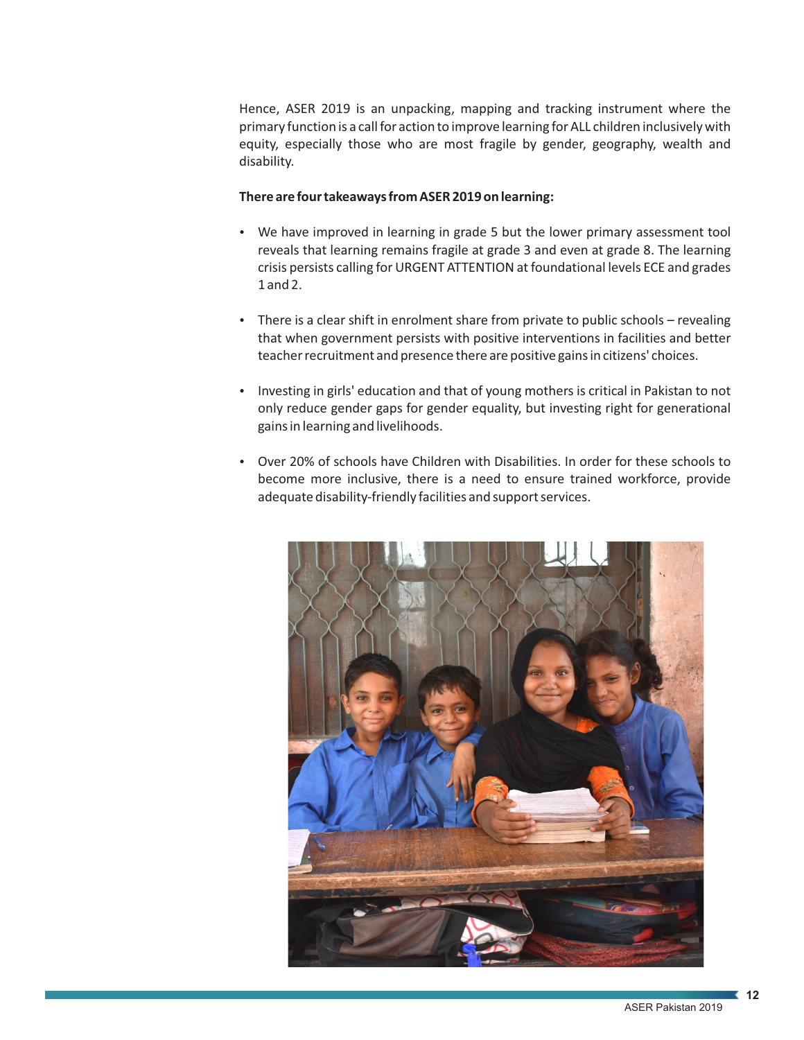Hence, ASER 2019 is an unpacking, mapping and tracking instrument where the primary function is a call for action to improve learning for ALL children inclusively with equity, especially those who are most fragile by gender, geography, wealth and disability.

**There are four takeaways from ASER 2019 on learning:**

- We have improved in learning in grade 5 but the lower primary assessment tool reveals that learning remains fragile at grade 3 and even at grade 8. The learning crisis persists calling for URGENT ATTENTION at foundational levels ECE and grades 1 and 2.

- There is a clear shift in enrolment share from private to public schools – revealing that when government persists with positive interventions in facilities and better teacher recruitment and presence there are positive gains in citizens' choices.

- Investing in girls' education and that of young mothers is critical in Pakistan to not only reduce gender gaps for gender equality, but investing right for generational gains in learning and livelihoods.

- Over 20% of schools have Children with Disabilities. In order for these schools to become more inclusive, there is a need to ensure trained workforce, provide adequate disability-friendly facilities and support services.